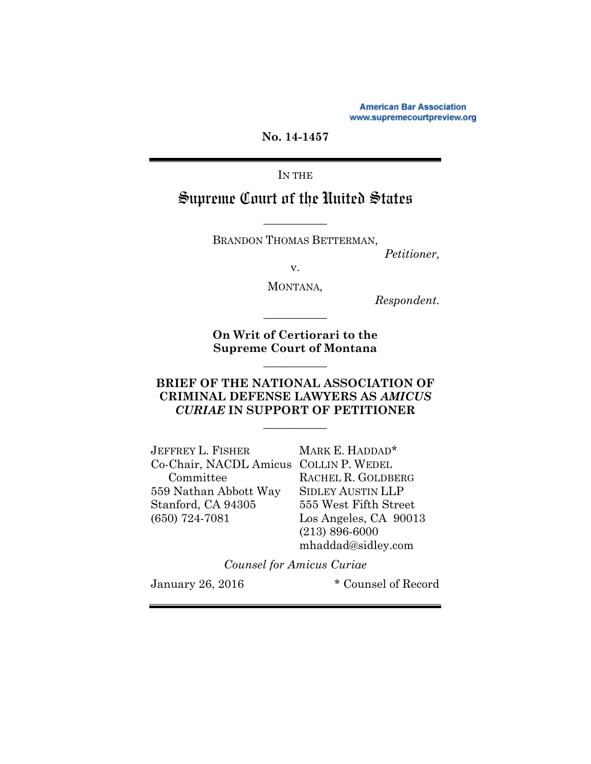American Bar Association
www.supremecourtpreview.org

No. 14-1457

---

IN THE

# Supreme Court of the United States

---

BRANDON THOMAS BETTERMAN,

*Petitioner,*

v.

MONTANA,

*Respondent.*

---

**On Writ of Certiorari to the Supreme Court of Montana**

---

**BRIEF OF THE NATIONAL ASSOCIATION OF CRIMINAL DEFENSE LAWYERS AS *AMICUS CURIAE* IN SUPPORT OF PETITIONER**

---

JEFFREY L. FISHER
Co-Chair, NACDL Amicus Committee
559 Nathan Abbott Way
Stanford, CA 94305
(650) 724-7081

MARK E. HADDAD*
COLLIN P. WEDEL
RACHEL R. GOLDBERG
SIDLEY AUSTIN LLP
555 West Fifth Street
Los Angeles, CA 90013
(213) 896-6000
mhaddad@sidley.com

*Counsel for Amicus Curiae*

January 26, 2016

\* Counsel of Record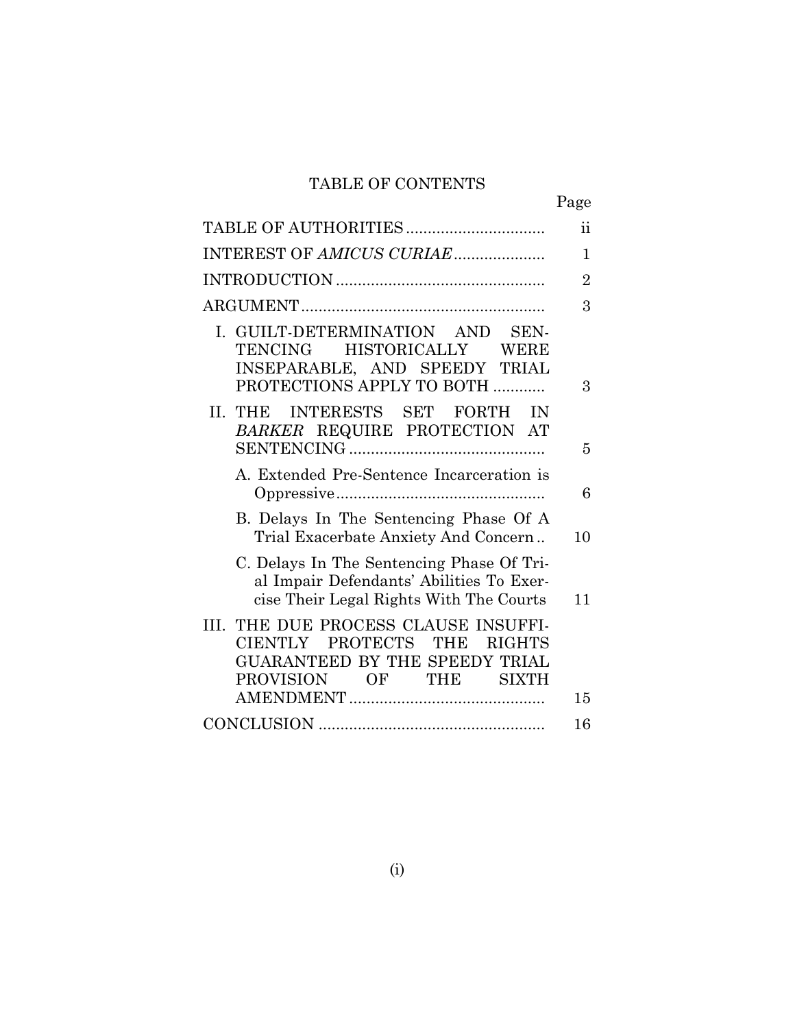# TABLE OF CONTENTS

| | Page |
|---|---|
| TABLE OF AUTHORITIES | ii |
| INTEREST OF *AMICUS CURIAE* | 1 |
| INTRODUCTION | 2 |
| ARGUMENT | 3 |
| I. GUILT-DETERMINATION AND SENTENCING HISTORICALLY WERE INSEPARABLE, AND SPEEDY TRIAL PROTECTIONS APPLY TO BOTH | 3 |
| II. THE INTERESTS SET FORTH IN *BARKER* REQUIRE PROTECTION AT SENTENCING | 5 |
| A. Extended Pre-Sentence Incarceration is Oppressive | 6 |
| B. Delays In The Sentencing Phase Of A Trial Exacerbate Anxiety And Concern | 10 |
| C. Delays In The Sentencing Phase Of Trial Impair Defendants' Abilities To Exercise Their Legal Rights With The Courts | 11 |
| III. THE DUE PROCESS CLAUSE INSUFFICIENTLY PROTECTS THE RIGHTS GUARANTEED BY THE SPEEDY TRIAL PROVISION OF THE SIXTH AMENDMENT | 15 |
| CONCLUSION | 16 |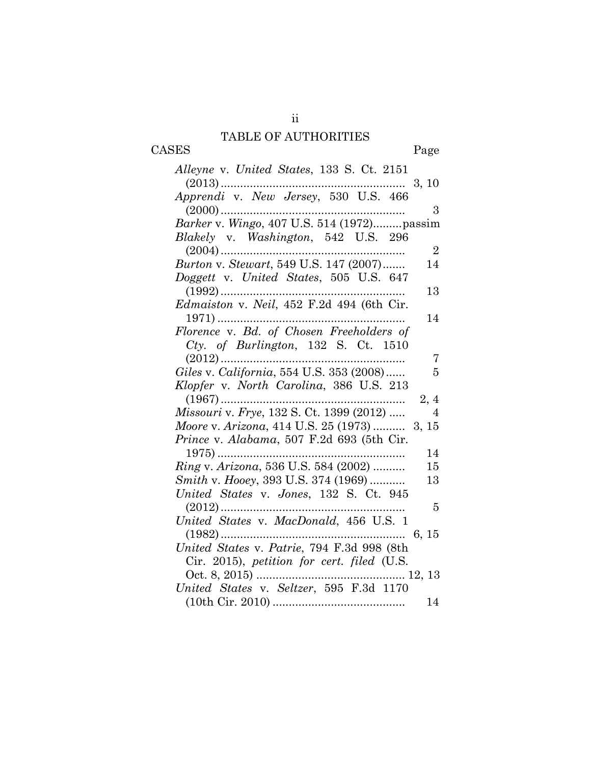# TABLE OF AUTHORITIES

| CASES | Page |
|---|---|
| *Alleyne* v. *United States*, 133 S. Ct. 2151 (2013) | 3, 10 |
| *Apprendi* v. *New Jersey*, 530 U.S. 466 (2000) | 3 |
| *Barker* v. *Wingo*, 407 U.S. 514 (1972) | passim |
| *Blakely* v. *Washington*, 542 U.S. 296 (2004) | 2 |
| *Burton* v. *Stewart*, 549 U.S. 147 (2007) | 14 |
| *Doggett* v. *United States*, 505 U.S. 647 (1992) | 13 |
| *Edmaiston* v. *Neil*, 452 F.2d 494 (6th Cir. 1971) | 14 |
| *Florence* v. *Bd. of Chosen Freeholders of Cty. of Burlington*, 132 S. Ct. 1510 (2012) | 7 |
| *Giles* v. *California*, 554 U.S. 353 (2008) | 5 |
| *Klopfer* v. *North Carolina*, 386 U.S. 213 (1967) | 2, 4 |
| *Missouri* v. *Frye*, 132 S. Ct. 1399 (2012) | 4 |
| *Moore* v. *Arizona*, 414 U.S. 25 (1973) | 3, 15 |
| *Prince* v. *Alabama*, 507 F.2d 693 (5th Cir. 1975) | 14 |
| *Ring* v. *Arizona*, 536 U.S. 584 (2002) | 15 |
| *Smith* v. *Hooey*, 393 U.S. 374 (1969) | 13 |
| *United States* v. *Jones*, 132 S. Ct. 945 (2012) | 5 |
| *United States* v. *MacDonald*, 456 U.S. 1 (1982) | 6, 15 |
| *United States* v. *Patrie*, 794 F.3d 998 (8th Cir. 2015), *petition for cert. filed* (U.S. Oct. 8, 2015) | 12, 13 |
| *United States* v. *Seltzer*, 595 F.3d 1170 (10th Cir. 2010) | 14 |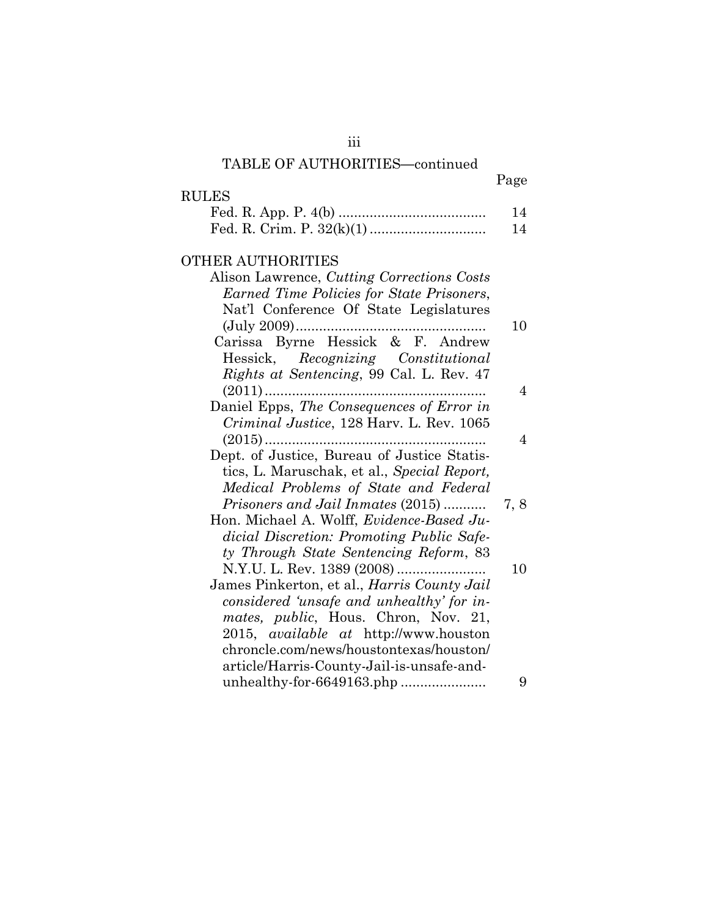TABLE OF AUTHORITIES—continued

| | Page |
|---|---|
| **RULES** | |
| Fed. R. App. P. 4(b) | 14 |
| Fed. R. Crim. P. 32(k)(1) | 14 |
| **OTHER AUTHORITIES** | |
| Alison Lawrence, *Cutting Corrections Costs Earned Time Policies for State Prisoners*, Nat'l Conference Of State Legislatures (July 2009) | 10 |
| Carissa Byrne Hessick & F. Andrew Hessick, *Recognizing Constitutional Rights at Sentencing*, 99 Cal. L. Rev. 47 (2011) | 4 |
| Daniel Epps, *The Consequences of Error in Criminal Justice*, 128 Harv. L. Rev. 1065 (2015) | 4 |
| Dept. of Justice, Bureau of Justice Statistics, L. Maruschak, et al., *Special Report, Medical Problems of State and Federal Prisoners and Jail Inmates* (2015) | 7, 8 |
| Hon. Michael A. Wolff, *Evidence-Based Judicial Discretion: Promoting Public Safety Through State Sentencing Reform*, 83 N.Y.U. L. Rev. 1389 (2008) | 10 |
| James Pinkerton, et al., *Harris County Jail considered 'unsafe and unhealthy' for inmates, public*, Hous. Chron, Nov. 21, 2015, *available at* http://www.houstonchroncle.com/news/houstontexas/houston/article/Harris-County-Jail-is-unsafe-and-unhealthy-for-6649163.php | 9 |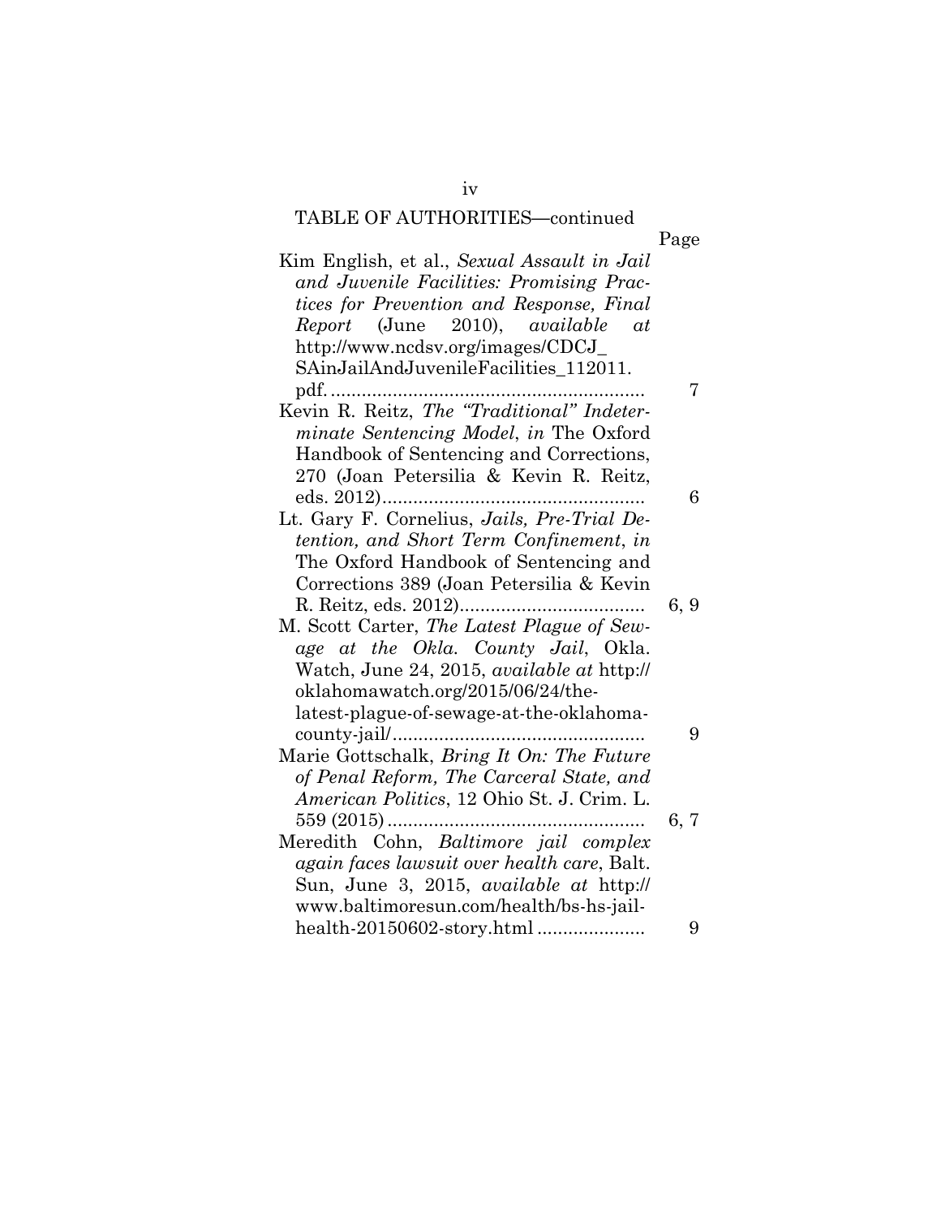TABLE OF AUTHORITIES—continued

| | Page |
|---|---|
| Kim English, et al., *Sexual Assault in Jail and Juvenile Facilities: Promising Practices for Prevention and Response, Final Report* (June 2010), *available at* http://www.ncdsv.org/images/CDCJ_SAinJailAndJuvenileFacilities_112011.pdf. | 7 |
| Kevin R. Reitz, *The "Traditional" Indeterminate Sentencing Model*, *in* The Oxford Handbook of Sentencing and Corrections, 270 (Joan Petersilia & Kevin R. Reitz, eds. 2012) | 6 |
| Lt. Gary F. Cornelius, *Jails, Pre-Trial Detention, and Short Term Confinement*, *in* The Oxford Handbook of Sentencing and Corrections 389 (Joan Petersilia & Kevin R. Reitz, eds. 2012) | 6, 9 |
| M. Scott Carter, *The Latest Plague of Sewage at the Okla. County Jail*, Okla. Watch, June 24, 2015, *available at* http://oklahomawatch.org/2015/06/24/the-latest-plague-of-sewage-at-the-oklahoma-county-jail/ | 9 |
| Marie Gottschalk, *Bring It On: The Future of Penal Reform, The Carceral State, and American Politics*, 12 Ohio St. J. Crim. L. 559 (2015) | 6, 7 |
| Meredith Cohn, *Baltimore jail complex again faces lawsuit over health care*, Balt. Sun, June 3, 2015, *available at* http://www.baltimoresun.com/health/bs-hs-jail-health-20150602-story.html | 9 |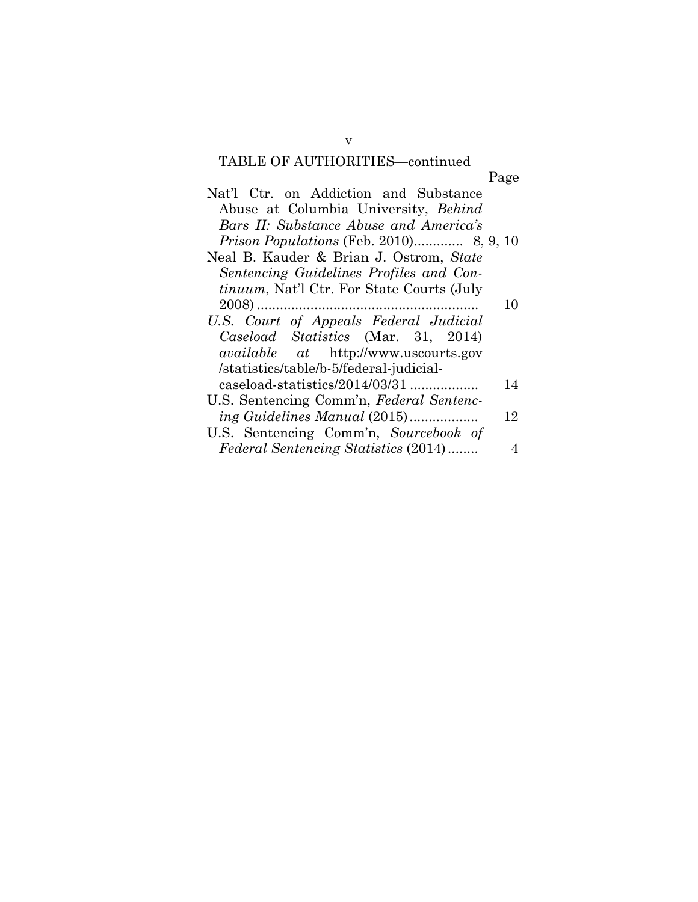TABLE OF AUTHORITIES—continued

| | Page |
|---|---|
| Nat'l Ctr. on Addiction and Substance Abuse at Columbia University, *Behind Bars II: Substance Abuse and America's Prison Populations* (Feb. 2010) | 8, 9, 10 |
| Neal B. Kauder & Brian J. Ostrom, *State Sentencing Guidelines Profiles and Continuum*, Nat'l Ctr. For State Courts (July 2008) | 10 |
| *U.S. Court of Appeals Federal Judicial Caseload Statistics* (Mar. 31, 2014) *available at* http://www.uscourts.gov/statistics/table/b-5/federal-judicial-caseload-statistics/2014/03/31 | 14 |
| U.S. Sentencing Comm'n, *Federal Sentencing Guidelines Manual* (2015) | 12 |
| U.S. Sentencing Comm'n, *Sourcebook of Federal Sentencing Statistics* (2014) | 4 |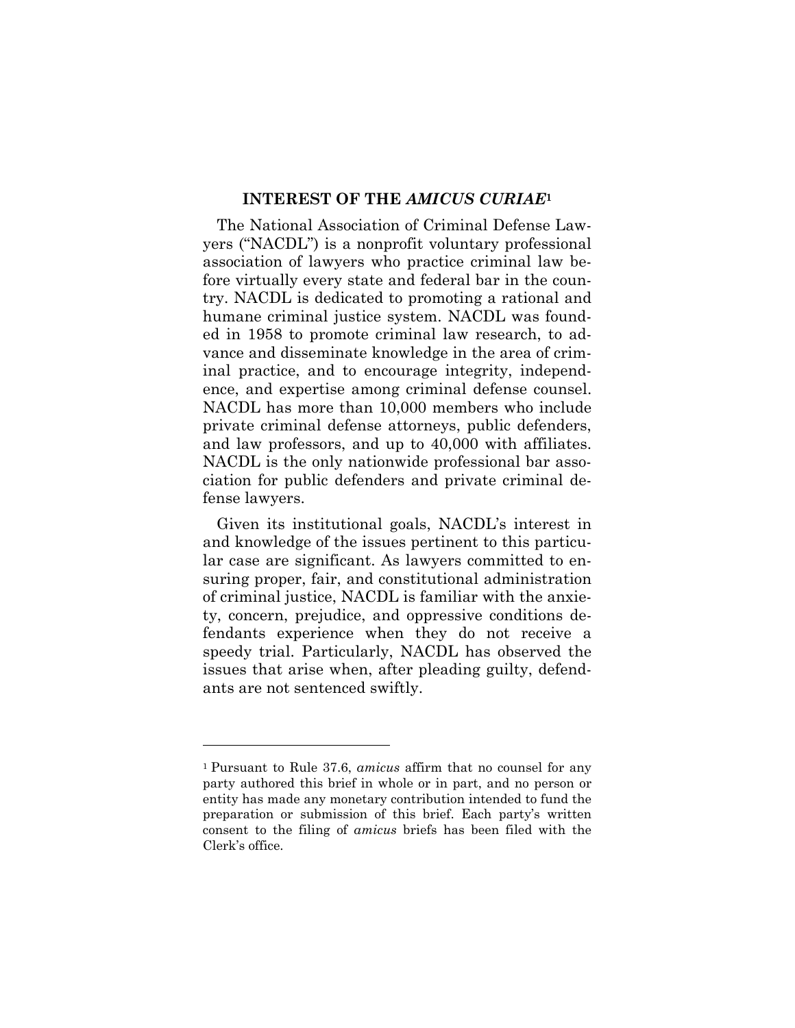## INTEREST OF THE *AMICUS CURIAE*[1]

The National Association of Criminal Defense Lawyers ("NACDL") is a nonprofit voluntary professional association of lawyers who practice criminal law before virtually every state and federal bar in the country. NACDL is dedicated to promoting a rational and humane criminal justice system. NACDL was founded in 1958 to promote criminal law research, to advance and disseminate knowledge in the area of criminal practice, and to encourage integrity, independence, and expertise among criminal defense counsel. NACDL has more than 10,000 members who include private criminal defense attorneys, public defenders, and law professors, and up to 40,000 with affiliates. NACDL is the only nationwide professional bar association for public defenders and private criminal defense lawyers.

Given its institutional goals, NACDL's interest in and knowledge of the issues pertinent to this particular case are significant. As lawyers committed to ensuring proper, fair, and constitutional administration of criminal justice, NACDL is familiar with the anxiety, concern, prejudice, and oppressive conditions defendants experience when they do not receive a speedy trial. Particularly, NACDL has observed the issues that arise when, after pleading guilty, defendants are not sentenced swiftly.

---

[1] Pursuant to Rule 37.6, *amicus* affirm that no counsel for any party authored this brief in whole or in part, and no person or entity has made any monetary contribution intended to fund the preparation or submission of this brief. Each party's written consent to the filing of *amicus* briefs has been filed with the Clerk's office.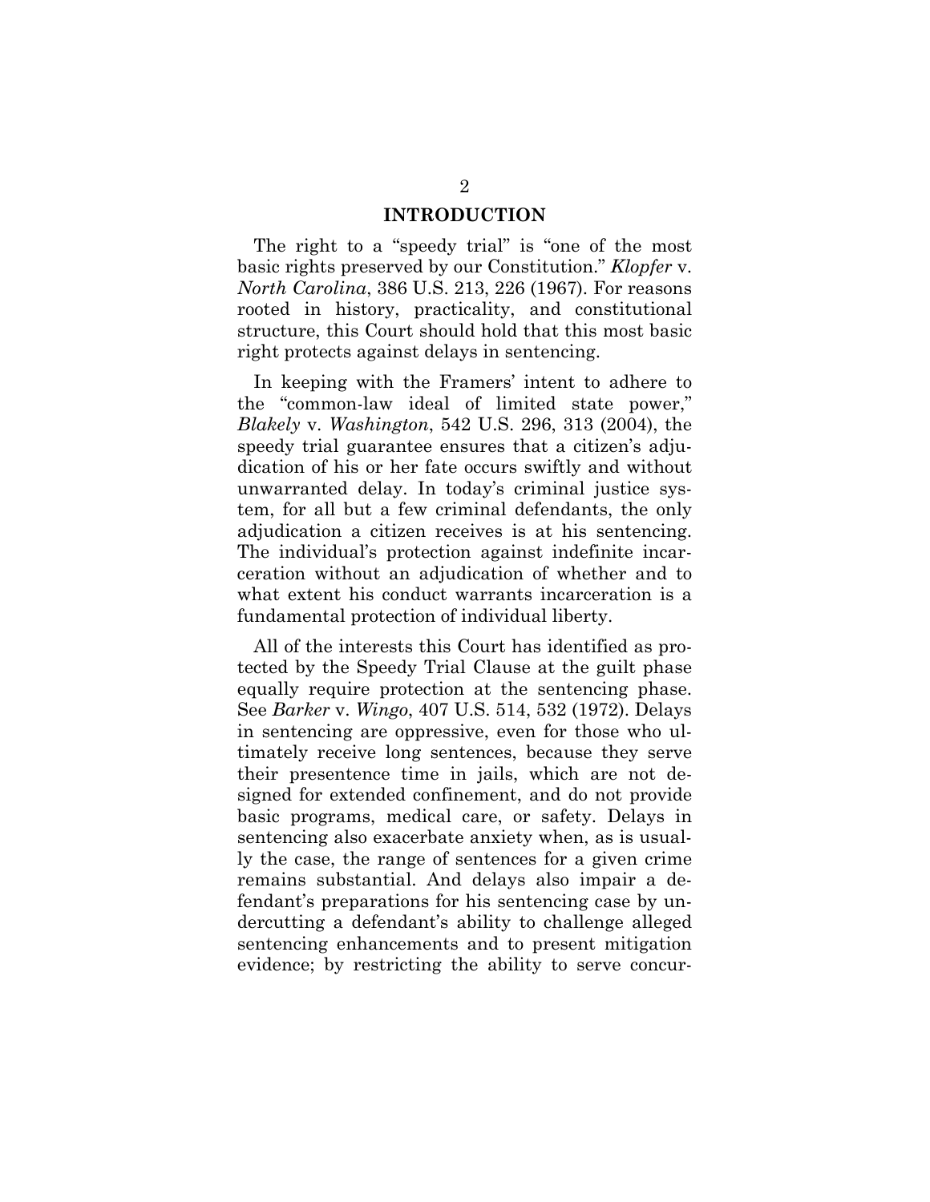## INTRODUCTION

The right to a "speedy trial" is "one of the most basic rights preserved by our Constitution." *Klopfer* v. *North Carolina*, 386 U.S. 213, 226 (1967). For reasons rooted in history, practicality, and constitutional structure, this Court should hold that this most basic right protects against delays in sentencing.

In keeping with the Framers' intent to adhere to the "common-law ideal of limited state power," *Blakely* v. *Washington*, 542 U.S. 296, 313 (2004), the speedy trial guarantee ensures that a citizen's adjudication of his or her fate occurs swiftly and without unwarranted delay. In today's criminal justice system, for all but a few criminal defendants, the only adjudication a citizen receives is at his sentencing. The individual's protection against indefinite incarceration without an adjudication of whether and to what extent his conduct warrants incarceration is a fundamental protection of individual liberty.

All of the interests this Court has identified as protected by the Speedy Trial Clause at the guilt phase equally require protection at the sentencing phase. See *Barker* v. *Wingo*, 407 U.S. 514, 532 (1972). Delays in sentencing are oppressive, even for those who ultimately receive long sentences, because they serve their presentence time in jails, which are not designed for extended confinement, and do not provide basic programs, medical care, or safety. Delays in sentencing also exacerbate anxiety when, as is usually the case, the range of sentences for a given crime remains substantial. And delays also impair a defendant's preparations for his sentencing case by undercutting a defendant's ability to challenge alleged sentencing enhancements and to present mitigation evidence; by restricting the ability to serve concur-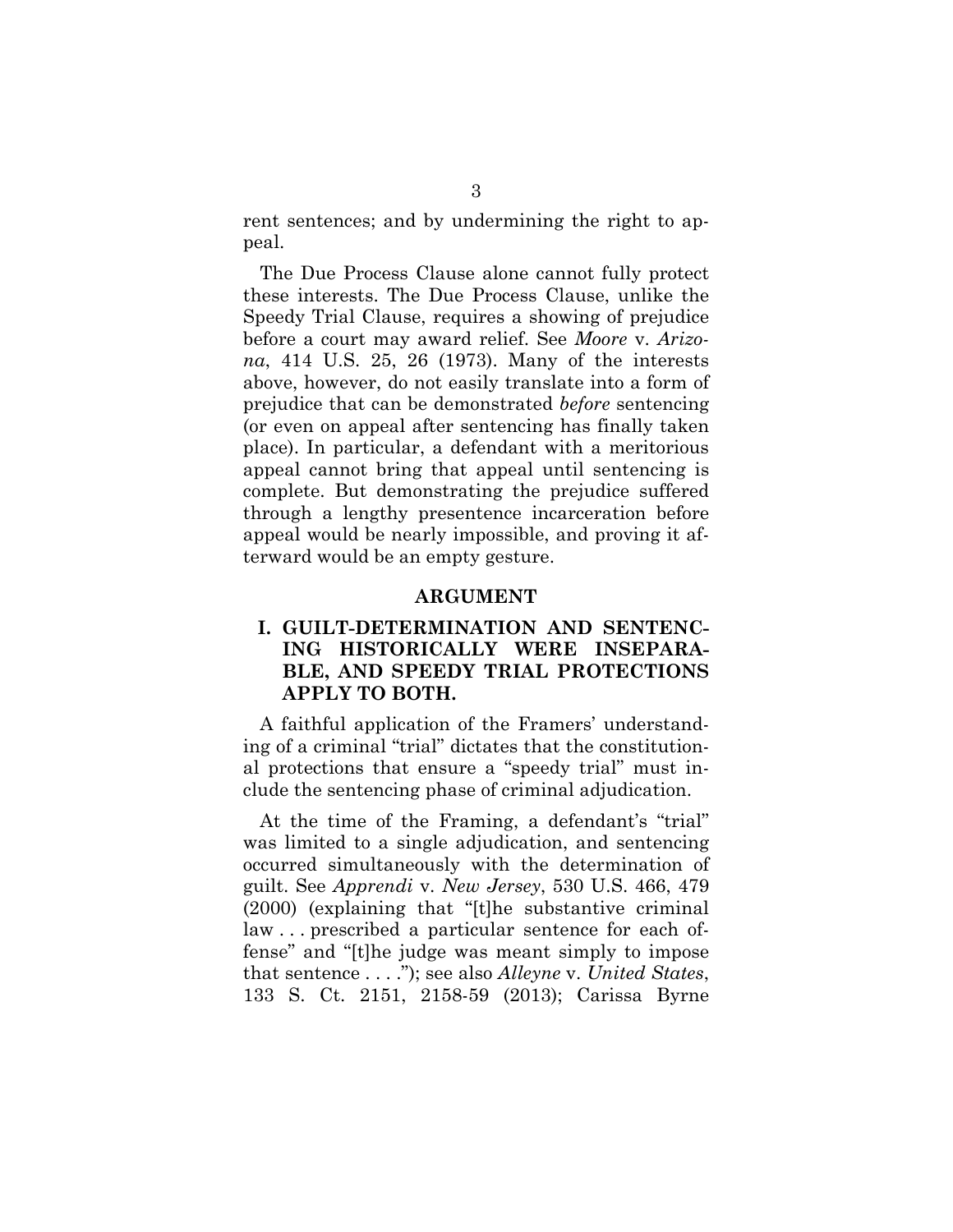rent sentences; and by undermining the right to appeal.

The Due Process Clause alone cannot fully protect these interests. The Due Process Clause, unlike the Speedy Trial Clause, requires a showing of prejudice before a court may award relief. See *Moore* v. *Arizona*, 414 U.S. 25, 26 (1973). Many of the interests above, however, do not easily translate into a form of prejudice that can be demonstrated *before* sentencing (or even on appeal after sentencing has finally taken place). In particular, a defendant with a meritorious appeal cannot bring that appeal until sentencing is complete. But demonstrating the prejudice suffered through a lengthy presentence incarceration before appeal would be nearly impossible, and proving it afterward would be an empty gesture.

## ARGUMENT

### I. GUILT-DETERMINATION AND SENTENCING HISTORICALLY WERE INSEPARABLE, AND SPEEDY TRIAL PROTECTIONS APPLY TO BOTH.

A faithful application of the Framers' understanding of a criminal "trial" dictates that the constitutional protections that ensure a "speedy trial" must include the sentencing phase of criminal adjudication.

At the time of the Framing, a defendant's "trial" was limited to a single adjudication, and sentencing occurred simultaneously with the determination of guilt. See *Apprendi* v. *New Jersey*, 530 U.S. 466, 479 (2000) (explaining that "[t]he substantive criminal law . . . prescribed a particular sentence for each offense" and "[t]he judge was meant simply to impose that sentence . . . ."); see also *Alleyne* v. *United States*, 133 S. Ct. 2151, 2158-59 (2013); Carissa Byrne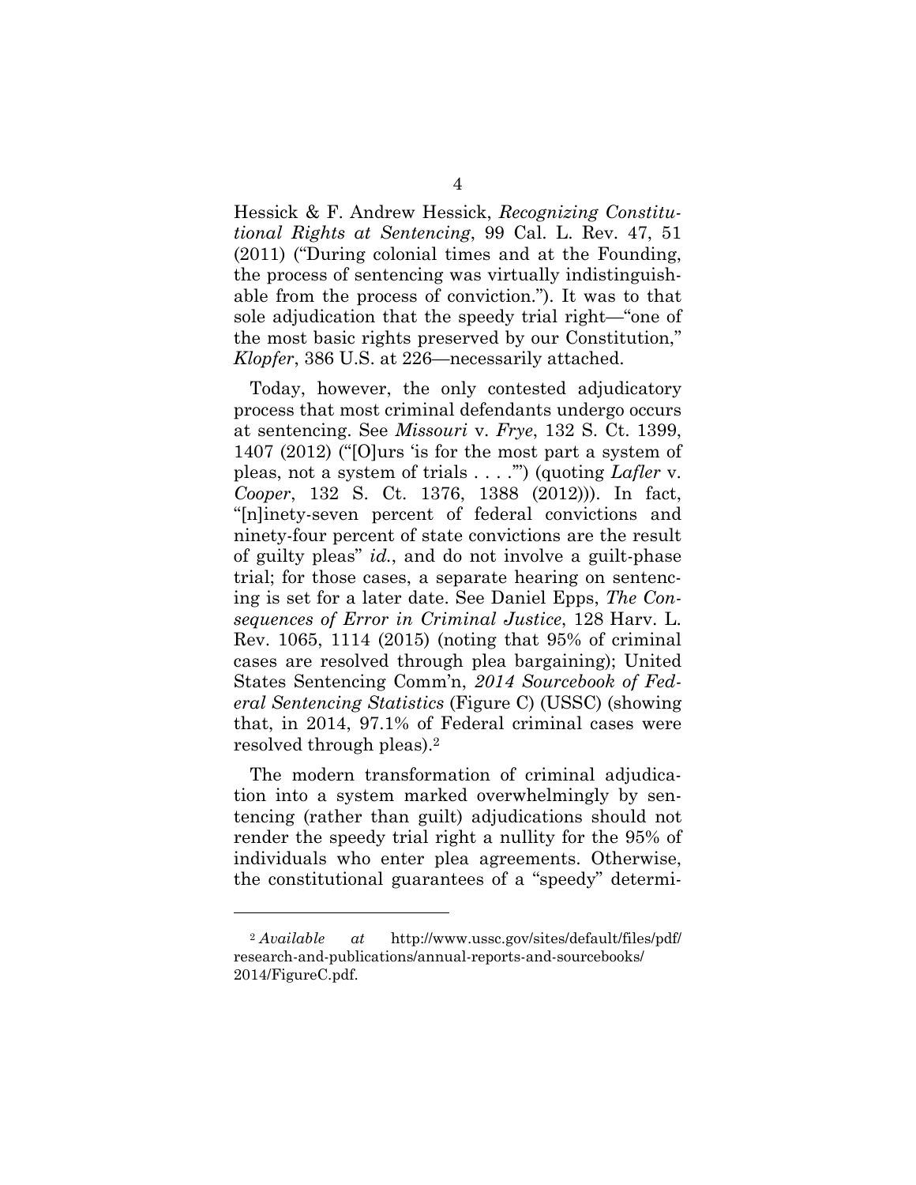Hessick & F. Andrew Hessick, *Recognizing Constitutional Rights at Sentencing*, 99 Cal. L. Rev. 47, 51 (2011) ("During colonial times and at the Founding, the process of sentencing was virtually indistinguishable from the process of conviction."). It was to that sole adjudication that the speedy trial right—"one of the most basic rights preserved by our Constitution," *Klopfer*, 386 U.S. at 226—necessarily attached.

Today, however, the only contested adjudicatory process that most criminal defendants undergo occurs at sentencing. See *Missouri* v. *Frye*, 132 S. Ct. 1399, 1407 (2012) ("[O]urs 'is for the most part a system of pleas, not a system of trials . . . .'") (quoting *Lafler* v. *Cooper*, 132 S. Ct. 1376, 1388 (2012))). In fact, "[n]inety-seven percent of federal convictions and ninety-four percent of state convictions are the result of guilty pleas" *id.*, and do not involve a guilt-phase trial; for those cases, a separate hearing on sentencing is set for a later date. See Daniel Epps, *The Consequences of Error in Criminal Justice*, 128 Harv. L. Rev. 1065, 1114 (2015) (noting that 95% of criminal cases are resolved through plea bargaining); United States Sentencing Comm'n, *2014 Sourcebook of Federal Sentencing Statistics* (Figure C) (USSC) (showing that, in 2014, 97.1% of Federal criminal cases were resolved through pleas).[2]

The modern transformation of criminal adjudication into a system marked overwhelmingly by sentencing (rather than guilt) adjudications should not render the speedy trial right a nullity for the 95% of individuals who enter plea agreements. Otherwise, the constitutional guarantees of a "speedy" determi-

---

[2] *Available at* http://www.ussc.gov/sites/default/files/pdf/research-and-publications/annual-reports-and-sourcebooks/2014/FigureC.pdf.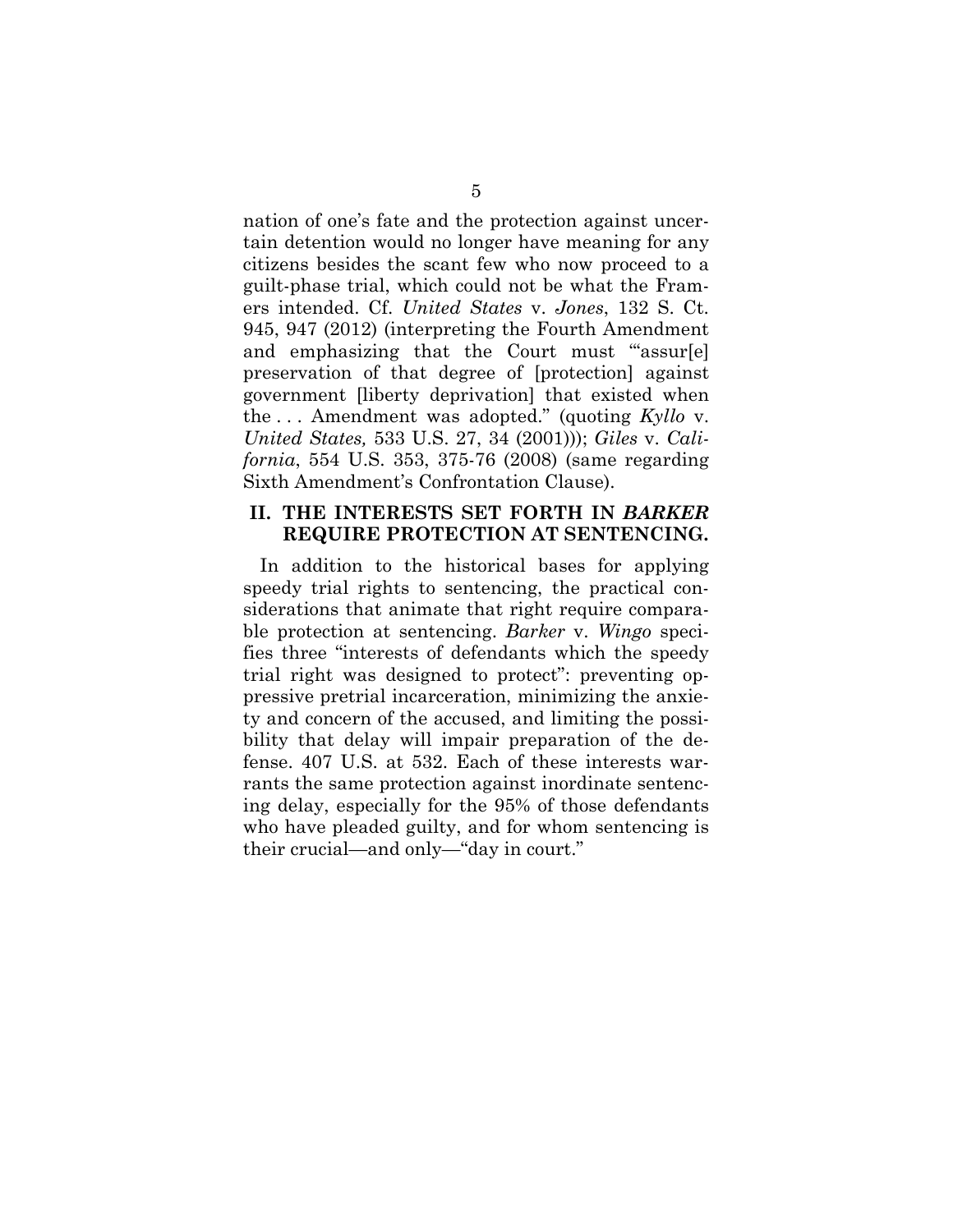nation of one's fate and the protection against uncertain detention would no longer have meaning for any citizens besides the scant few who now proceed to a guilt-phase trial, which could not be what the Framers intended. Cf. *United States* v. *Jones*, 132 S. Ct. 945, 947 (2012) (interpreting the Fourth Amendment and emphasizing that the Court must "'assur[e] preservation of that degree of [protection] against government [liberty deprivation] that existed when the . . . Amendment was adopted." (quoting *Kyllo* v. *United States,* 533 U.S. 27, 34 (2001))); *Giles* v. *California*, 554 U.S. 353, 375-76 (2008) (same regarding Sixth Amendment's Confrontation Clause).

## II. THE INTERESTS SET FORTH IN *BARKER* REQUIRE PROTECTION AT SENTENCING.

In addition to the historical bases for applying speedy trial rights to sentencing, the practical considerations that animate that right require comparable protection at sentencing. *Barker* v. *Wingo* specifies three "interests of defendants which the speedy trial right was designed to protect": preventing oppressive pretrial incarceration, minimizing the anxiety and concern of the accused, and limiting the possibility that delay will impair preparation of the defense. 407 U.S. at 532. Each of these interests warrants the same protection against inordinate sentencing delay, especially for the 95% of those defendants who have pleaded guilty, and for whom sentencing is their crucial—and only—"day in court."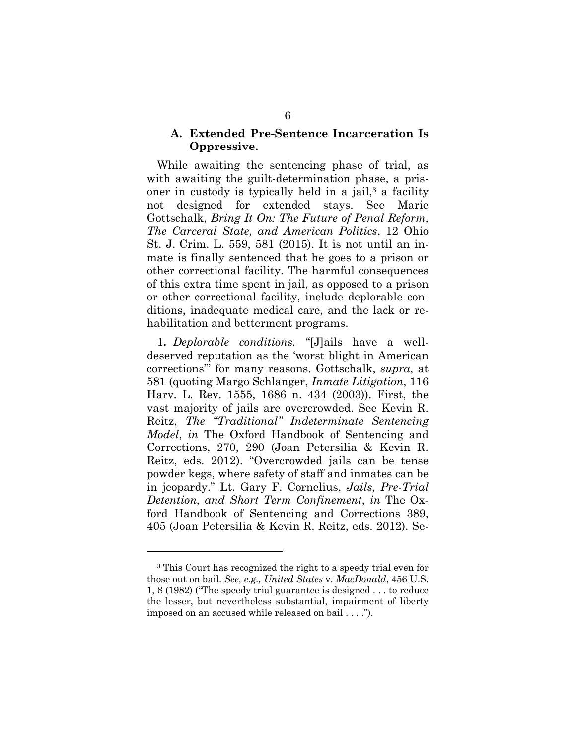### A. Extended Pre-Sentence Incarceration Is Oppressive.

While awaiting the sentencing phase of trial, as with awaiting the guilt-determination phase, a prisoner in custody is typically held in a jail,[3] a facility not designed for extended stays. See Marie Gottschalk, *Bring It On: The Future of Penal Reform, The Carceral State, and American Politics*, 12 Ohio St. J. Crim. L. 559, 581 (2015). It is not until an inmate is finally sentenced that he goes to a prison or other correctional facility. The harmful consequences of this extra time spent in jail, as opposed to a prison or other correctional facility, include deplorable conditions, inadequate medical care, and the lack or rehabilitation and betterment programs.

1**.** *Deplorable conditions.* "[J]ails have a well-deserved reputation as the 'worst blight in American corrections'" for many reasons. Gottschalk, *supra*, at 581 (quoting Margo Schlanger, *Inmate Litigation*, 116 Harv. L. Rev. 1555, 1686 n. 434 (2003)). First, the vast majority of jails are overcrowded. See Kevin R. Reitz, *The "Traditional" Indeterminate Sentencing Model*, *in* The Oxford Handbook of Sentencing and Corrections, 270, 290 (Joan Petersilia & Kevin R. Reitz, eds. 2012). "Overcrowded jails can be tense powder kegs, where safety of staff and inmates can be in jeopardy." Lt. Gary F. Cornelius, *Jails, Pre-Trial Detention, and Short Term Confinement*, *in* The Oxford Handbook of Sentencing and Corrections 389, 405 (Joan Petersilia & Kevin R. Reitz, eds. 2012). Se-

[3] This Court has recognized the right to a speedy trial even for those out on bail. *See, e.g., United States* v. *MacDonald*, 456 U.S. 1, 8 (1982) ("The speedy trial guarantee is designed . . . to reduce the lesser, but nevertheless substantial, impairment of liberty imposed on an accused while released on bail . . . .").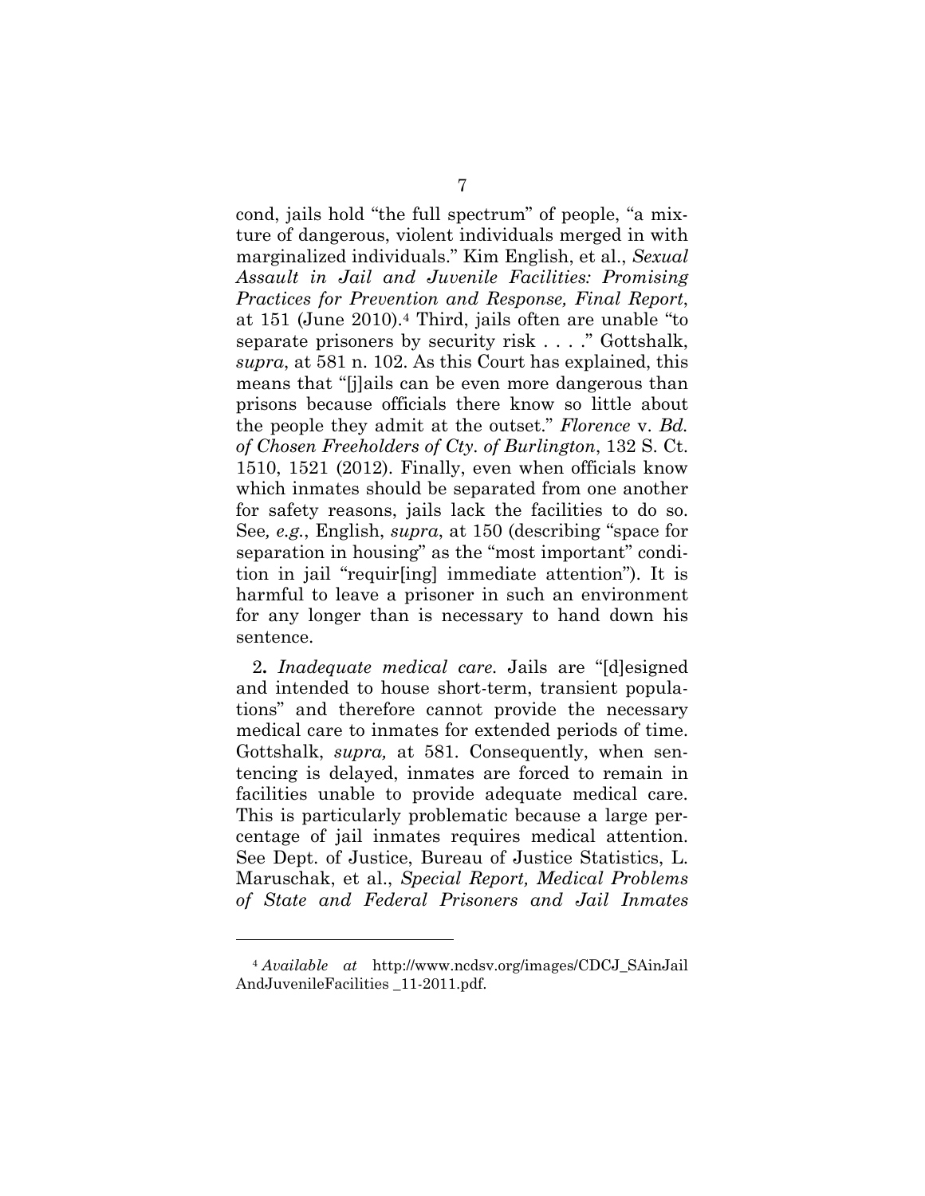cond, jails hold "the full spectrum" of people, "a mixture of dangerous, violent individuals merged in with marginalized individuals." Kim English, et al., *Sexual Assault in Jail and Juvenile Facilities: Promising Practices for Prevention and Response, Final Report*, at 151 (June 2010).[4] Third, jails often are unable "to separate prisoners by security risk . . . ." Gottshalk, *supra*, at 581 n. 102. As this Court has explained, this means that "[j]ails can be even more dangerous than prisons because officials there know so little about the people they admit at the outset." *Florence* v. *Bd. of Chosen Freeholders of Cty. of Burlington*, 132 S. Ct. 1510, 1521 (2012). Finally, even when officials know which inmates should be separated from one another for safety reasons, jails lack the facilities to do so. See*, e.g.*, English, *supra*, at 150 (describing "space for separation in housing" as the "most important" condition in jail "requir[ing] immediate attention"). It is harmful to leave a prisoner in such an environment for any longer than is necessary to hand down his sentence.

2**.** *Inadequate medical care.* Jails are "[d]esigned and intended to house short-term, transient populations" and therefore cannot provide the necessary medical care to inmates for extended periods of time. Gottshalk, *supra,* at 581. Consequently, when sentencing is delayed, inmates are forced to remain in facilities unable to provide adequate medical care. This is particularly problematic because a large percentage of jail inmates requires medical attention. See Dept. of Justice, Bureau of Justice Statistics, L. Maruschak, et al., *Special Report, Medical Problems of State and Federal Prisoners and Jail Inmates*

[4] *Available at* http://www.ncdsv.org/images/CDCJ_SAinJailAndJuvenileFacilities _11-2011.pdf.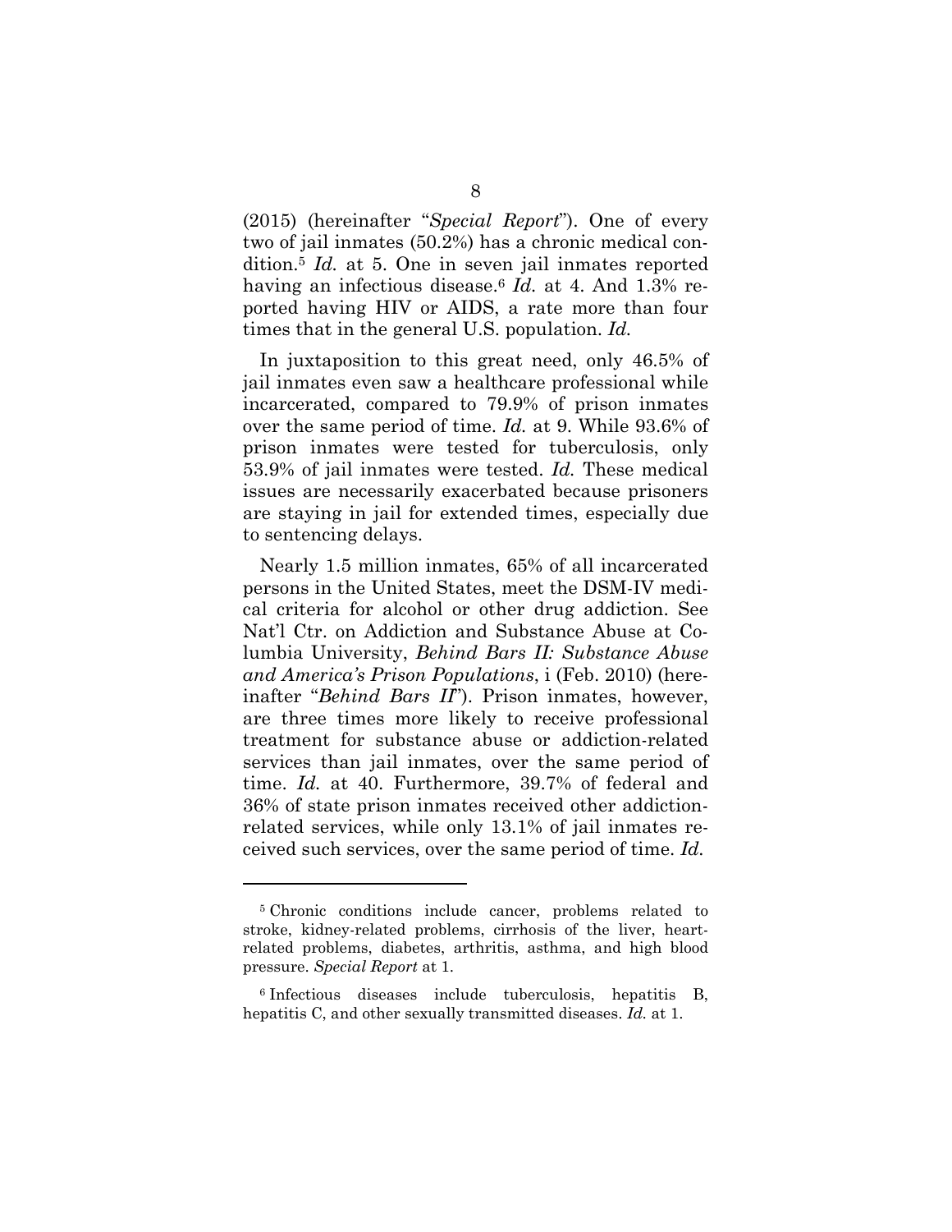(2015) (hereinafter "*Special Report*"). One of every two of jail inmates (50.2%) has a chronic medical condition.[5] *Id.* at 5. One in seven jail inmates reported having an infectious disease.[6] *Id.* at 4. And 1.3% reported having HIV or AIDS, a rate more than four times that in the general U.S. population. *Id.*

In juxtaposition to this great need, only 46.5% of jail inmates even saw a healthcare professional while incarcerated, compared to 79.9% of prison inmates over the same period of time. *Id.* at 9. While 93.6% of prison inmates were tested for tuberculosis, only 53.9% of jail inmates were tested. *Id.* These medical issues are necessarily exacerbated because prisoners are staying in jail for extended times, especially due to sentencing delays.

Nearly 1.5 million inmates, 65% of all incarcerated persons in the United States, meet the DSM-IV medical criteria for alcohol or other drug addiction. See Nat'l Ctr. on Addiction and Substance Abuse at Columbia University, *Behind Bars II: Substance Abuse and America's Prison Populations*, i (Feb. 2010) (hereinafter "*Behind Bars II*"). Prison inmates, however, are three times more likely to receive professional treatment for substance abuse or addiction-related services than jail inmates, over the same period of time. *Id.* at 40. Furthermore, 39.7% of federal and 36% of state prison inmates received other addiction-related services, while only 13.1% of jail inmates received such services, over the same period of time. *Id.*

---

[5] Chronic conditions include cancer, problems related to stroke, kidney-related problems, cirrhosis of the liver, heart-related problems, diabetes, arthritis, asthma, and high blood pressure. *Special Report* at 1.

[6] Infectious diseases include tuberculosis, hepatitis B, hepatitis C, and other sexually transmitted diseases. *Id.* at 1.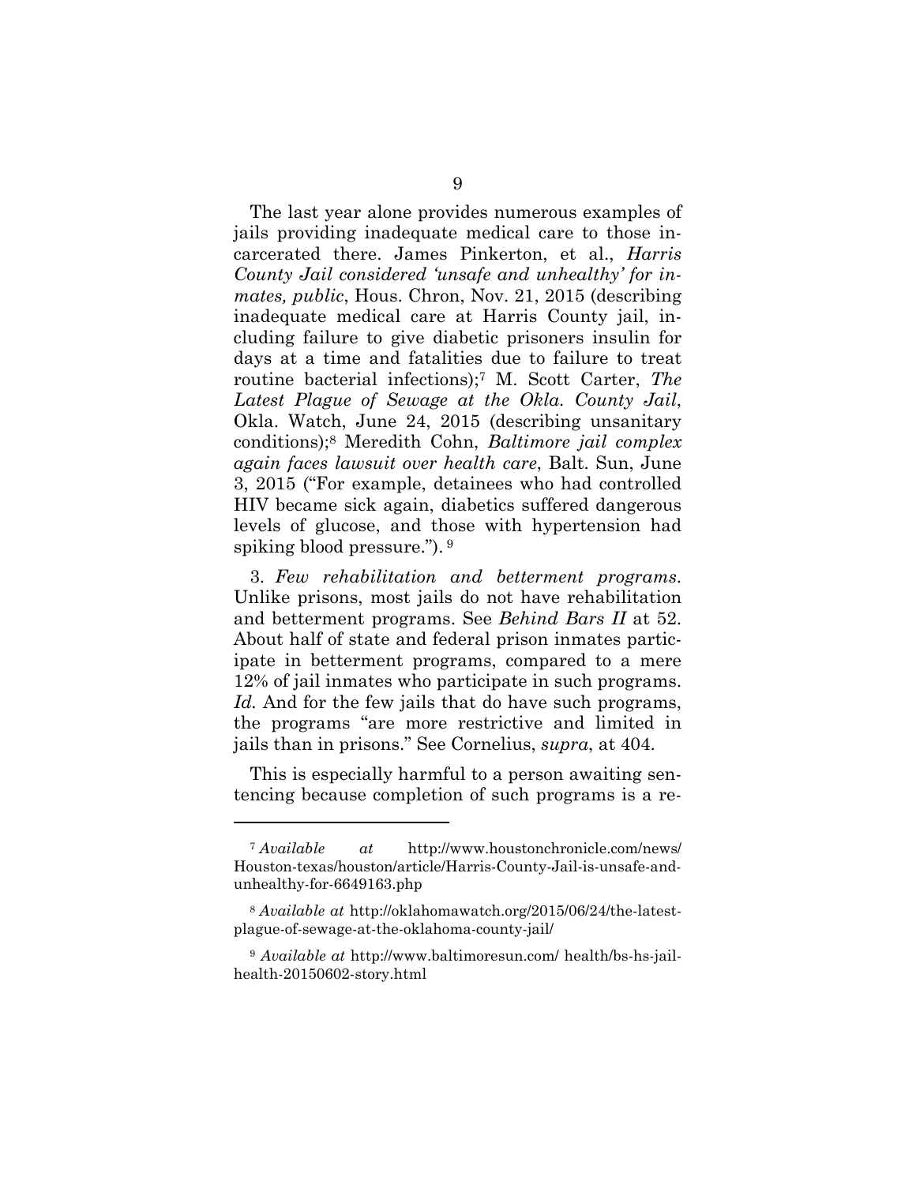The last year alone provides numerous examples of jails providing inadequate medical care to those incarcerated there. James Pinkerton, et al., *Harris County Jail considered 'unsafe and unhealthy' for inmates, public*, Hous. Chron, Nov. 21, 2015 (describing inadequate medical care at Harris County jail, including failure to give diabetic prisoners insulin for days at a time and fatalities due to failure to treat routine bacterial infections);[7] M. Scott Carter, *The Latest Plague of Sewage at the Okla. County Jail*, Okla. Watch, June 24, 2015 (describing unsanitary conditions);[8] Meredith Cohn, *Baltimore jail complex again faces lawsuit over health care*, Balt. Sun, June 3, 2015 ("For example, detainees who had controlled HIV became sick again, diabetics suffered dangerous levels of glucose, and those with hypertension had spiking blood pressure.").[9]

3. *Few rehabilitation and betterment programs*. Unlike prisons, most jails do not have rehabilitation and betterment programs. See *Behind Bars II* at 52. About half of state and federal prison inmates participate in betterment programs, compared to a mere 12% of jail inmates who participate in such programs. *Id.* And for the few jails that do have such programs, the programs "are more restrictive and limited in jails than in prisons." See Cornelius, *supra*, at 404.

This is especially harmful to a person awaiting sentencing because completion of such programs is a re-

---

[7] *Available at* http://www.houstonchronicle.com/news/Houston-texas/houston/article/Harris-County-Jail-is-unsafe-and-unhealthy-for-6649163.php

[8] *Available at* http://oklahomawatch.org/2015/06/24/the-latest-plague-of-sewage-at-the-oklahoma-county-jail/

[9] *Available at* http://www.baltimoresun.com/ health/bs-hs-jail-health-20150602-story.html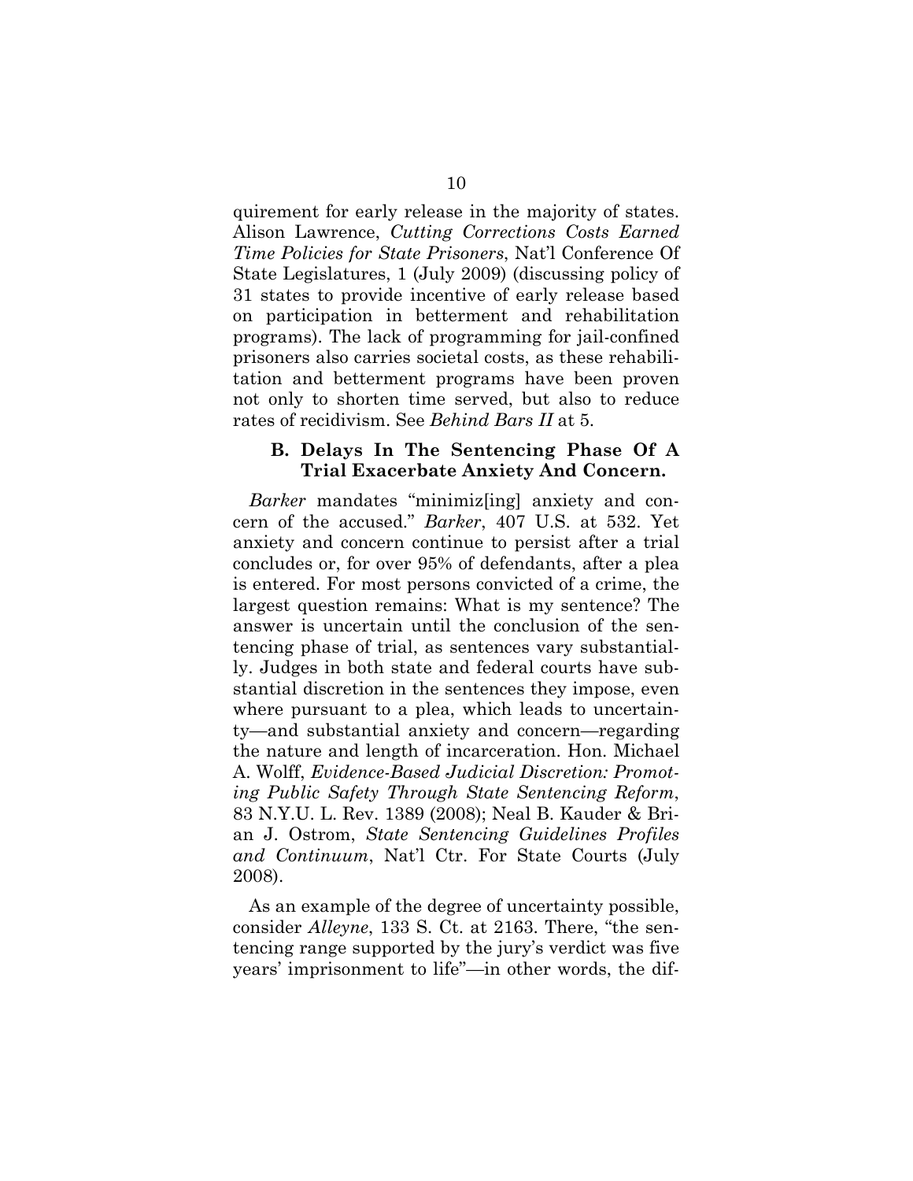quirement for early release in the majority of states. Alison Lawrence, *Cutting Corrections Costs Earned Time Policies for State Prisoners*, Nat'l Conference Of State Legislatures, 1 (July 2009) (discussing policy of 31 states to provide incentive of early release based on participation in betterment and rehabilitation programs). The lack of programming for jail-confined prisoners also carries societal costs, as these rehabilitation and betterment programs have been proven not only to shorten time served, but also to reduce rates of recidivism. See *Behind Bars II* at 5.

### B. Delays In The Sentencing Phase Of A Trial Exacerbate Anxiety And Concern.

*Barker* mandates "minimiz[ing] anxiety and concern of the accused." *Barker*, 407 U.S. at 532. Yet anxiety and concern continue to persist after a trial concludes or, for over 95% of defendants, after a plea is entered. For most persons convicted of a crime, the largest question remains: What is my sentence? The answer is uncertain until the conclusion of the sentencing phase of trial, as sentences vary substantially. Judges in both state and federal courts have substantial discretion in the sentences they impose, even where pursuant to a plea, which leads to uncertainty—and substantial anxiety and concern—regarding the nature and length of incarceration. Hon. Michael A. Wolff, *Evidence-Based Judicial Discretion: Promoting Public Safety Through State Sentencing Reform*, 83 N.Y.U. L. Rev. 1389 (2008); Neal B. Kauder & Brian J. Ostrom, *State Sentencing Guidelines Profiles and Continuum*, Nat'l Ctr. For State Courts (July 2008).

As an example of the degree of uncertainty possible, consider *Alleyne*, 133 S. Ct. at 2163. There, "the sentencing range supported by the jury's verdict was five years' imprisonment to life"—in other words, the dif-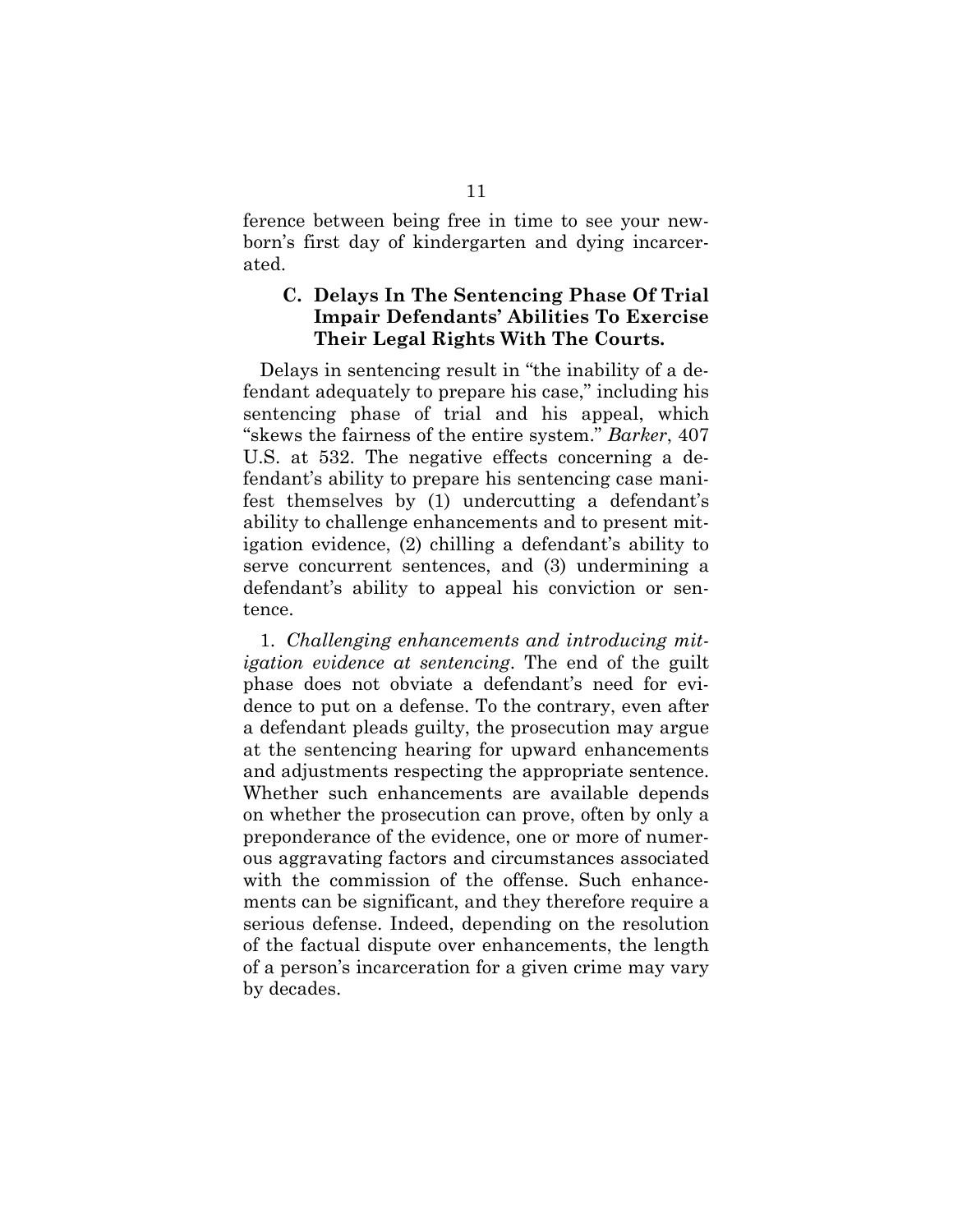ference between being free in time to see your newborn's first day of kindergarten and dying incarcerated.

### C. Delays In The Sentencing Phase Of Trial Impair Defendants' Abilities To Exercise Their Legal Rights With The Courts.

Delays in sentencing result in "the inability of a defendant adequately to prepare his case," including his sentencing phase of trial and his appeal, which "skews the fairness of the entire system." *Barker*, 407 U.S. at 532. The negative effects concerning a defendant's ability to prepare his sentencing case manifest themselves by (1) undercutting a defendant's ability to challenge enhancements and to present mitigation evidence, (2) chilling a defendant's ability to serve concurrent sentences, and (3) undermining a defendant's ability to appeal his conviction or sentence.

1. *Challenging enhancements and introducing mitigation evidence at sentencing*. The end of the guilt phase does not obviate a defendant's need for evidence to put on a defense. To the contrary, even after a defendant pleads guilty, the prosecution may argue at the sentencing hearing for upward enhancements and adjustments respecting the appropriate sentence. Whether such enhancements are available depends on whether the prosecution can prove, often by only a preponderance of the evidence, one or more of numerous aggravating factors and circumstances associated with the commission of the offense. Such enhancements can be significant, and they therefore require a serious defense. Indeed, depending on the resolution of the factual dispute over enhancements, the length of a person's incarceration for a given crime may vary by decades.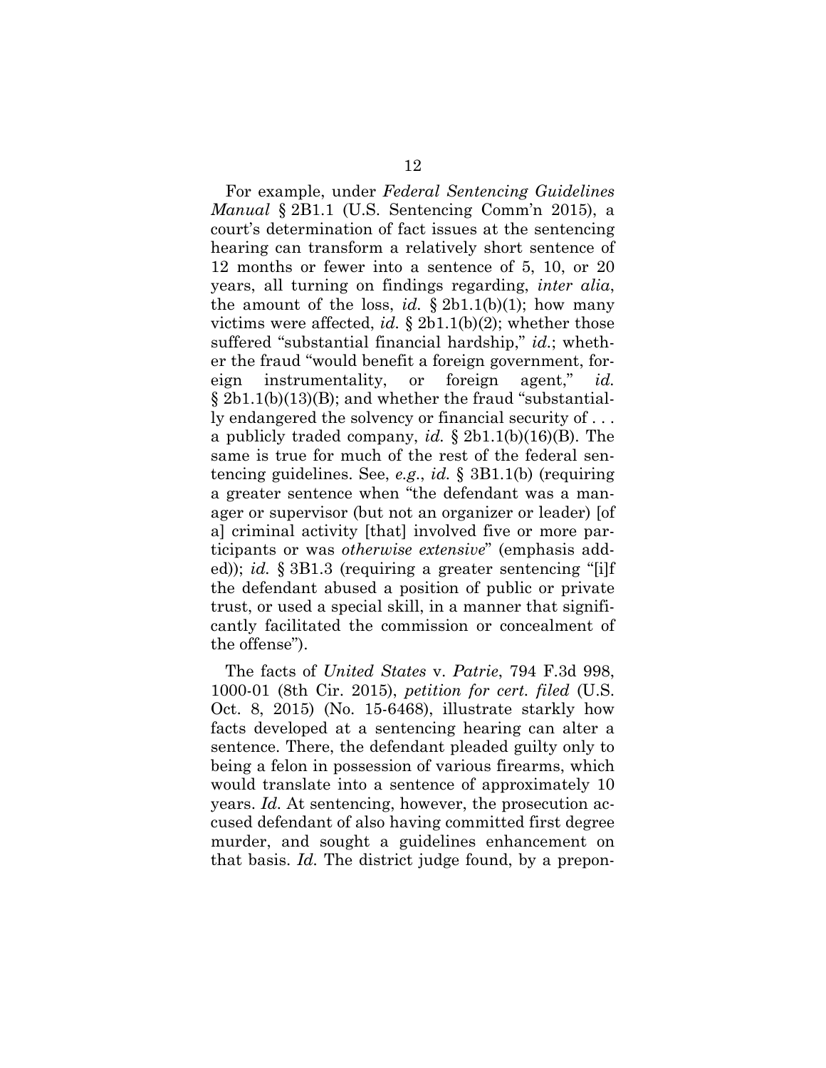For example, under *Federal Sentencing Guidelines Manual* § 2B1.1 (U.S. Sentencing Comm'n 2015), a court's determination of fact issues at the sentencing hearing can transform a relatively short sentence of 12 months or fewer into a sentence of 5, 10, or 20 years, all turning on findings regarding, *inter alia*, the amount of the loss, *id.* § 2b1.1(b)(1); how many victims were affected, *id.* § 2b1.1(b)(2); whether those suffered "substantial financial hardship," *id.*; whether the fraud "would benefit a foreign government, foreign instrumentality, or foreign agent," *id.* § 2b1.1(b)(13)(B); and whether the fraud "substantially endangered the solvency or financial security of . . . a publicly traded company, *id.* § 2b1.1(b)(16)(B). The same is true for much of the rest of the federal sentencing guidelines. See, *e.g.*, *id.* § 3B1.1(b) (requiring a greater sentence when "the defendant was a manager or supervisor (but not an organizer or leader) [of a] criminal activity [that] involved five or more participants or was *otherwise extensive*" (emphasis added)); *id.* § 3B1.3 (requiring a greater sentencing "[i]f the defendant abused a position of public or private trust, or used a special skill, in a manner that significantly facilitated the commission or concealment of the offense").

The facts of *United States* v. *Patrie*, 794 F.3d 998, 1000-01 (8th Cir. 2015), *petition for cert. filed* (U.S. Oct. 8, 2015) (No. 15-6468), illustrate starkly how facts developed at a sentencing hearing can alter a sentence. There, the defendant pleaded guilty only to being a felon in possession of various firearms, which would translate into a sentence of approximately 10 years. *Id.* At sentencing, however, the prosecution accused defendant of also having committed first degree murder, and sought a guidelines enhancement on that basis. *Id.* The district judge found, by a prepon-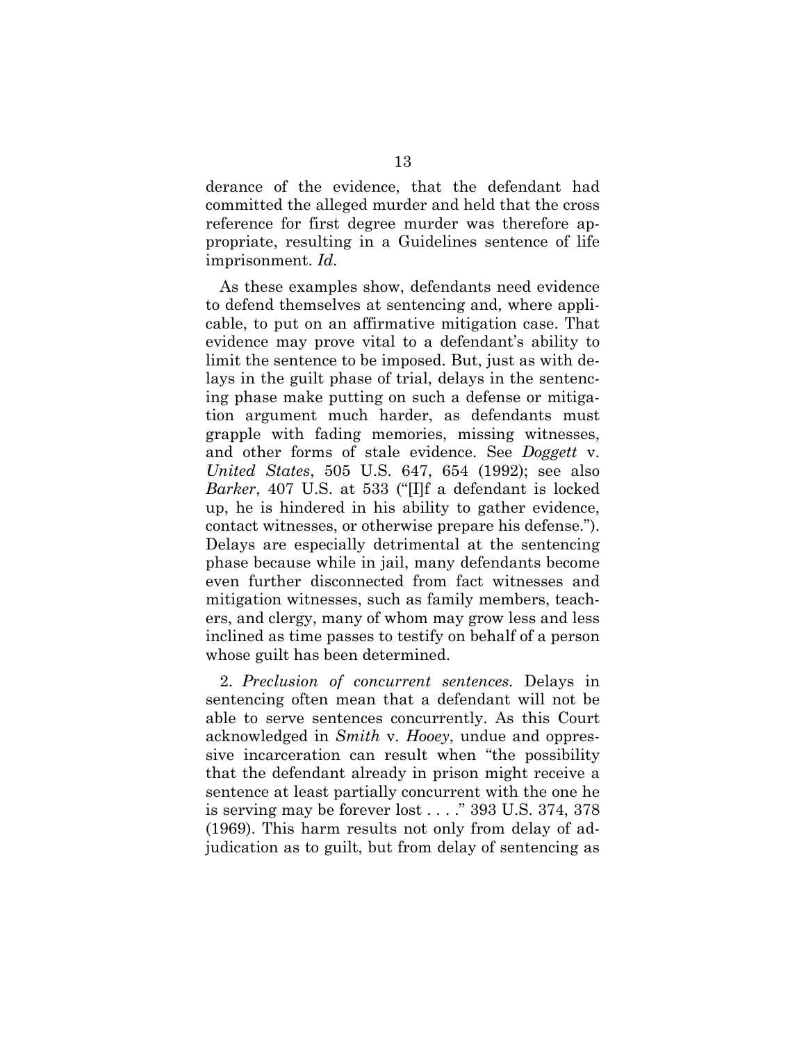derance of the evidence, that the defendant had committed the alleged murder and held that the cross reference for first degree murder was therefore appropriate, resulting in a Guidelines sentence of life imprisonment. *Id.*

As these examples show, defendants need evidence to defend themselves at sentencing and, where applicable, to put on an affirmative mitigation case. That evidence may prove vital to a defendant's ability to limit the sentence to be imposed. But, just as with delays in the guilt phase of trial, delays in the sentencing phase make putting on such a defense or mitigation argument much harder, as defendants must grapple with fading memories, missing witnesses, and other forms of stale evidence. See *Doggett* v. *United States*, 505 U.S. 647, 654 (1992); see also *Barker*, 407 U.S. at 533 ("[I]f a defendant is locked up, he is hindered in his ability to gather evidence, contact witnesses, or otherwise prepare his defense."). Delays are especially detrimental at the sentencing phase because while in jail, many defendants become even further disconnected from fact witnesses and mitigation witnesses, such as family members, teachers, and clergy, many of whom may grow less and less inclined as time passes to testify on behalf of a person whose guilt has been determined.

2. *Preclusion of concurrent sentences.* Delays in sentencing often mean that a defendant will not be able to serve sentences concurrently. As this Court acknowledged in *Smith* v. *Hooey*, undue and oppressive incarceration can result when "the possibility that the defendant already in prison might receive a sentence at least partially concurrent with the one he is serving may be forever lost . . . ." 393 U.S. 374, 378 (1969). This harm results not only from delay of adjudication as to guilt, but from delay of sentencing as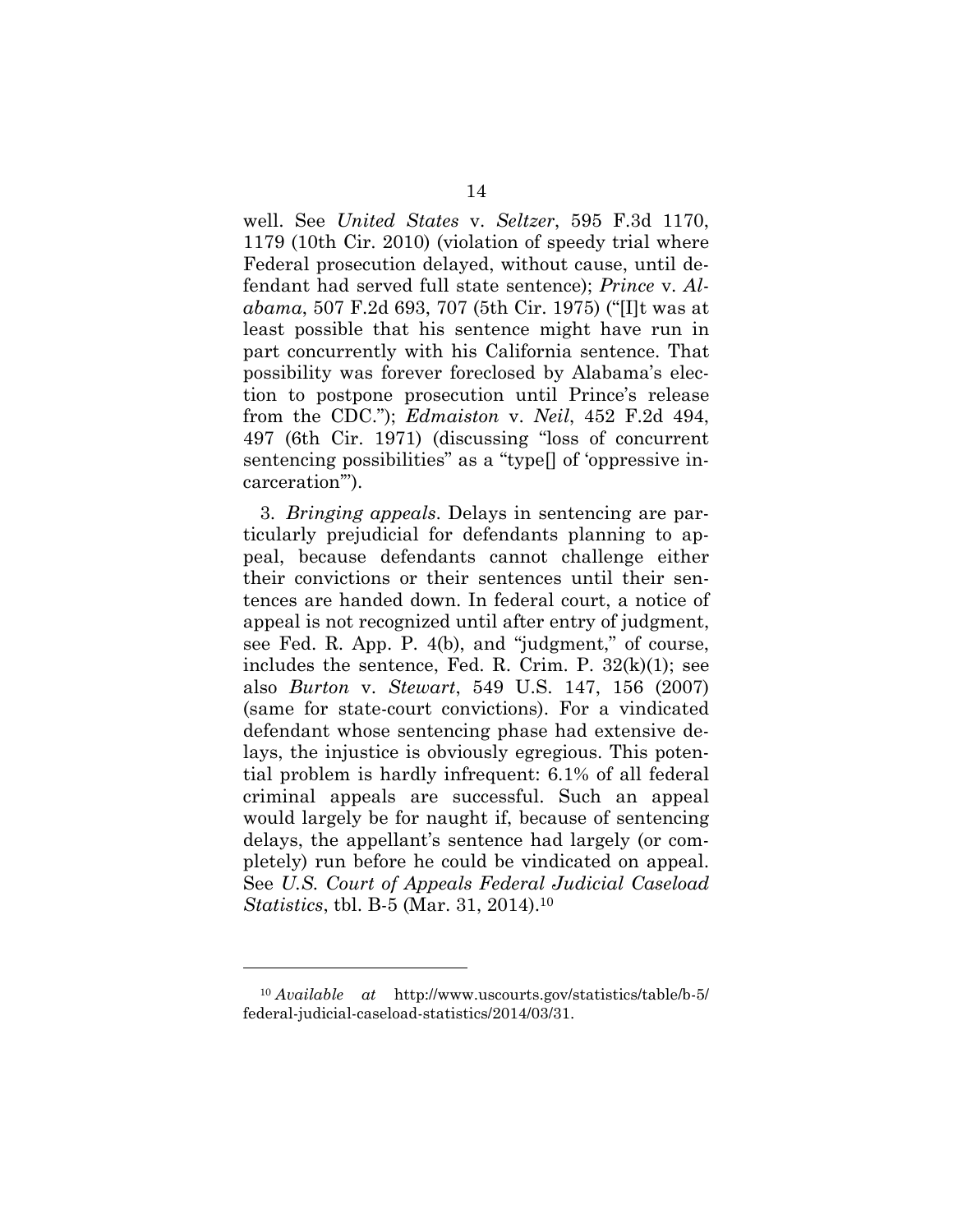well. See *United States* v. *Seltzer*, 595 F.3d 1170, 1179 (10th Cir. 2010) (violation of speedy trial where Federal prosecution delayed, without cause, until defendant had served full state sentence); *Prince* v. *Alabama*, 507 F.2d 693, 707 (5th Cir. 1975) ("[I]t was at least possible that his sentence might have run in part concurrently with his California sentence. That possibility was forever foreclosed by Alabama's election to postpone prosecution until Prince's release from the CDC."); *Edmaiston* v. *Neil*, 452 F.2d 494, 497 (6th Cir. 1971) (discussing "loss of concurrent sentencing possibilities" as a "type[] of 'oppressive incarceration'").

3. *Bringing appeals*. Delays in sentencing are particularly prejudicial for defendants planning to appeal, because defendants cannot challenge either their convictions or their sentences until their sentences are handed down. In federal court, a notice of appeal is not recognized until after entry of judgment, see Fed. R. App. P. 4(b), and "judgment," of course, includes the sentence, Fed. R. Crim. P. 32(k)(1); see also *Burton* v. *Stewart*, 549 U.S. 147, 156 (2007) (same for state-court convictions). For a vindicated defendant whose sentencing phase had extensive delays, the injustice is obviously egregious. This potential problem is hardly infrequent: 6.1% of all federal criminal appeals are successful. Such an appeal would largely be for naught if, because of sentencing delays, the appellant's sentence had largely (or completely) run before he could be vindicated on appeal. See *U.S. Court of Appeals Federal Judicial Caseload Statistics*, tbl. B-5 (Mar. 31, 2014).[10]

---

[10] *Available at* http://www.uscourts.gov/statistics/table/b-5/federal-judicial-caseload-statistics/2014/03/31.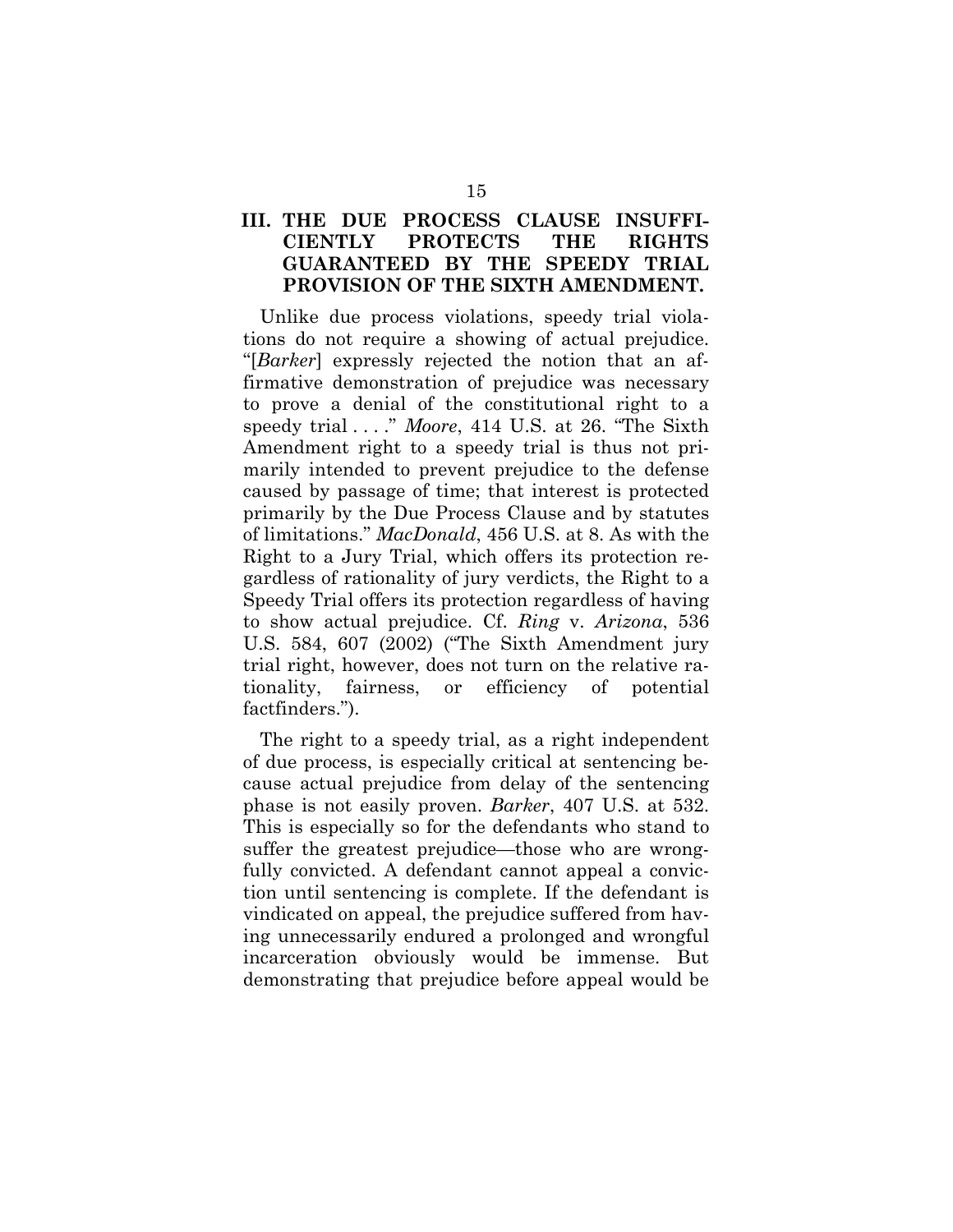## III. THE DUE PROCESS CLAUSE INSUFFICIENTLY PROTECTS THE RIGHTS GUARANTEED BY THE SPEEDY TRIAL PROVISION OF THE SIXTH AMENDMENT.

Unlike due process violations, speedy trial violations do not require a showing of actual prejudice. "[*Barker*] expressly rejected the notion that an affirmative demonstration of prejudice was necessary to prove a denial of the constitutional right to a speedy trial . . . ." *Moore*, 414 U.S. at 26. "The Sixth Amendment right to a speedy trial is thus not primarily intended to prevent prejudice to the defense caused by passage of time; that interest is protected primarily by the Due Process Clause and by statutes of limitations." *MacDonald*, 456 U.S. at 8. As with the Right to a Jury Trial, which offers its protection regardless of rationality of jury verdicts, the Right to a Speedy Trial offers its protection regardless of having to show actual prejudice. Cf. *Ring* v. *Arizona*, 536 U.S. 584, 607 (2002) ("The Sixth Amendment jury trial right, however, does not turn on the relative rationality, fairness, or efficiency of potential factfinders.").

The right to a speedy trial, as a right independent of due process, is especially critical at sentencing because actual prejudice from delay of the sentencing phase is not easily proven. *Barker*, 407 U.S. at 532. This is especially so for the defendants who stand to suffer the greatest prejudice—those who are wrongfully convicted. A defendant cannot appeal a conviction until sentencing is complete. If the defendant is vindicated on appeal, the prejudice suffered from having unnecessarily endured a prolonged and wrongful incarceration obviously would be immense. But demonstrating that prejudice before appeal would be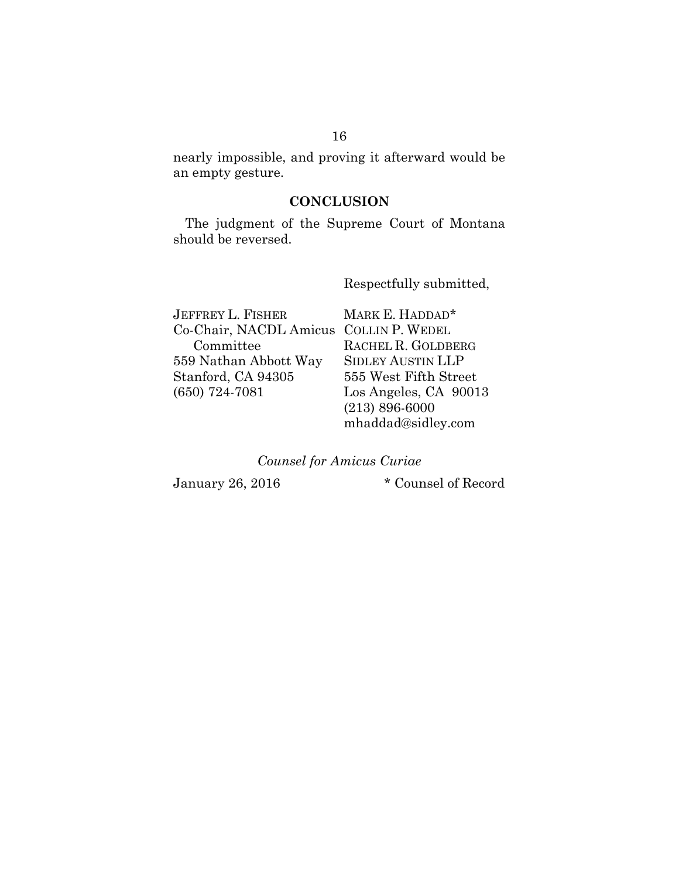nearly impossible, and proving it afterward would be an empty gesture.

## CONCLUSION

The judgment of the Supreme Court of Montana should be reversed.

Respectfully submitted,

| | |
|---|---|
| JEFFREY L. FISHER | MARK E. HADDAD* |
| Co-Chair, NACDL Amicus Committee | COLLIN P. WEDEL |
| 559 Nathan Abbott Way | RACHEL R. GOLDBERG |
| Stanford, CA 94305 | SIDLEY AUSTIN LLP |
| (650) 724-7081 | 555 West Fifth Street |
| | Los Angeles, CA 90013 |
| | (213) 896-6000 |
| | mhaddad@sidley.com |

*Counsel for Amicus Curiae*

January 26, 2016

\* Counsel of Record